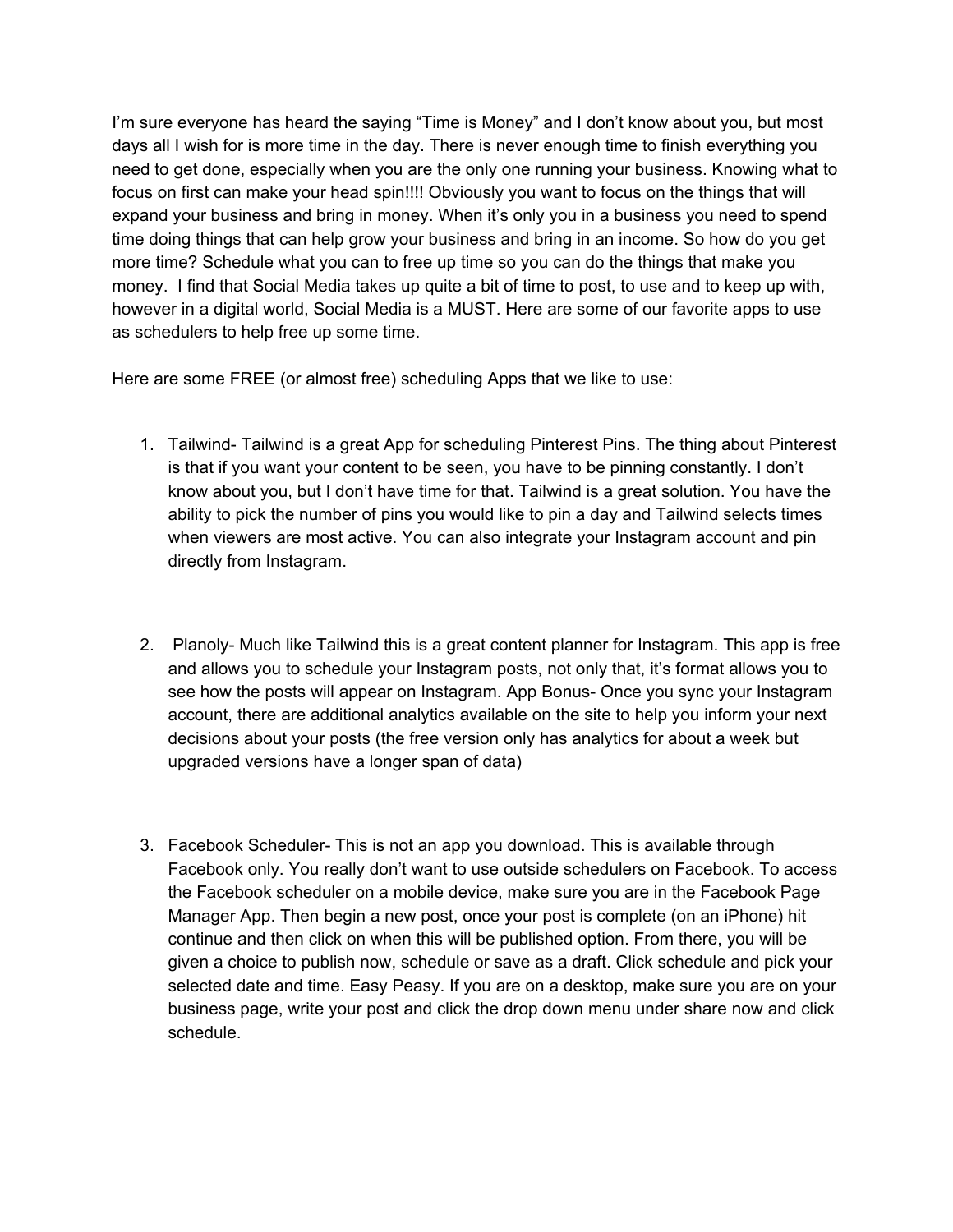I'm sure everyone has heard the saying "Time is Money" and I don't know about you, but most days all I wish for is more time in the day. There is never enough time to finish everything you need to get done, especially when you are the only one running your business. Knowing what to focus on first can make your head spin!!!! Obviously you want to focus on the things that will expand your business and bring in money. When it's only you in a business you need to spend time doing things that can help grow your business and bring in an income. So how do you get more time? Schedule what you can to free up time so you can do the things that make you money. I find that Social Media takes up quite a bit of time to post, to use and to keep up with, however in a digital world, Social Media is a MUST. Here are some of our favorite apps to use as schedulers to help free up some time.

Here are some FREE (or almost free) scheduling Apps that we like to use:

1. Tailwind- Tailwind is a great App for scheduling Pinterest Pins. The thing about Pinterest is that if you want your content to be seen, you have to be pinning constantly. I don't know about you, but I don't have time for that. Tailwind is a great solution. You have the ability to pick the number of pins you would like to pin a day and Tailwind selects times when viewers are most active. You can also integrate your Instagram account and pin directly from Instagram.

2. Planoly- Much like Tailwind this is a great content planner for Instagram. This app is free and allows you to schedule your Instagram posts, not only that, it's format allows you to see how the posts will appear on Instagram. App Bonus- Once you sync your Instagram account, there are additional analytics available on the site to help you inform your next decisions about your posts (the free version only has analytics for about a week but upgraded versions have a longer span of data)

3. Facebook Scheduler- This is not an app you download. This is available through Facebook only. You really don't want to use outside schedulers on Facebook. To access the Facebook scheduler on a mobile device, make sure you are in the Facebook Page Manager App. Then begin a new post, once your post is complete (on an iPhone) hit continue and then click on when this will be published option. From there, you will be given a choice to publish now, schedule or save as a draft. Click schedule and pick your selected date and time. Easy Peasy. If you are on a desktop, make sure you are on your business page, write your post and click the drop down menu under share now and click schedule.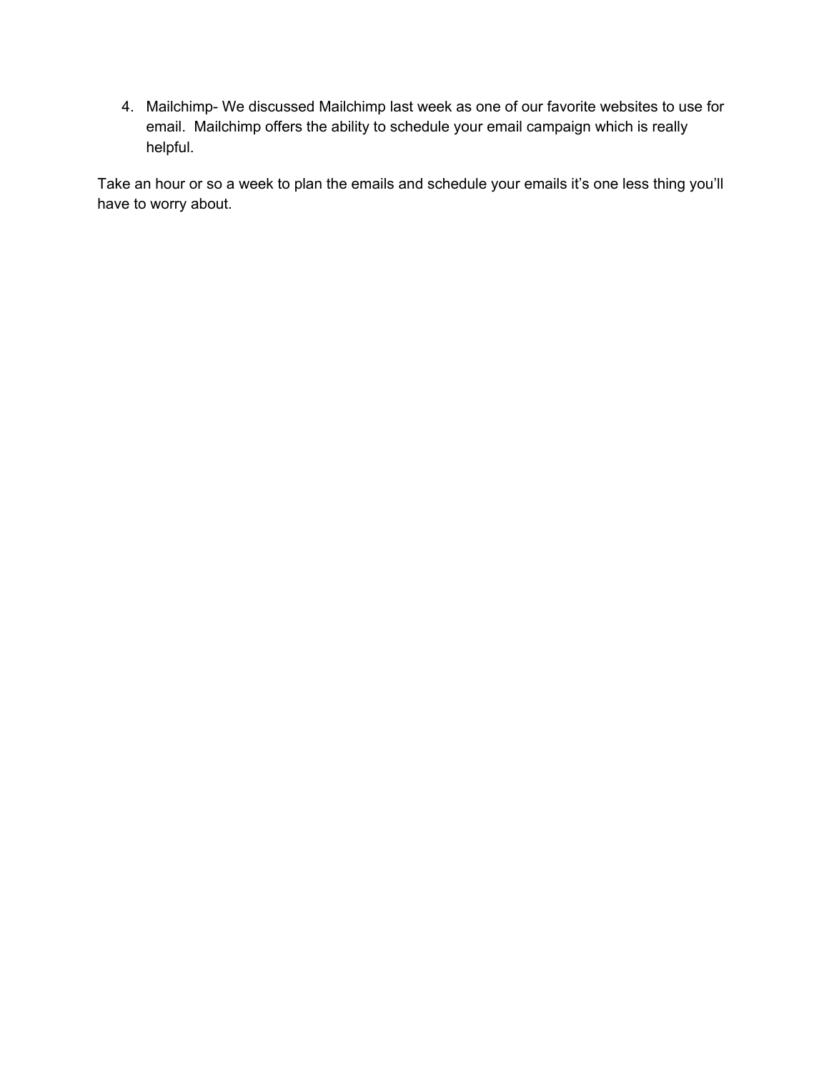4. Mailchimp- We discussed Mailchimp last week as one of our favorite websites to use for email. Mailchimp offers the ability to schedule your email campaign which is really helpful.

Take an hour or so a week to plan the emails and schedule your emails it's one less thing you'll have to worry about.